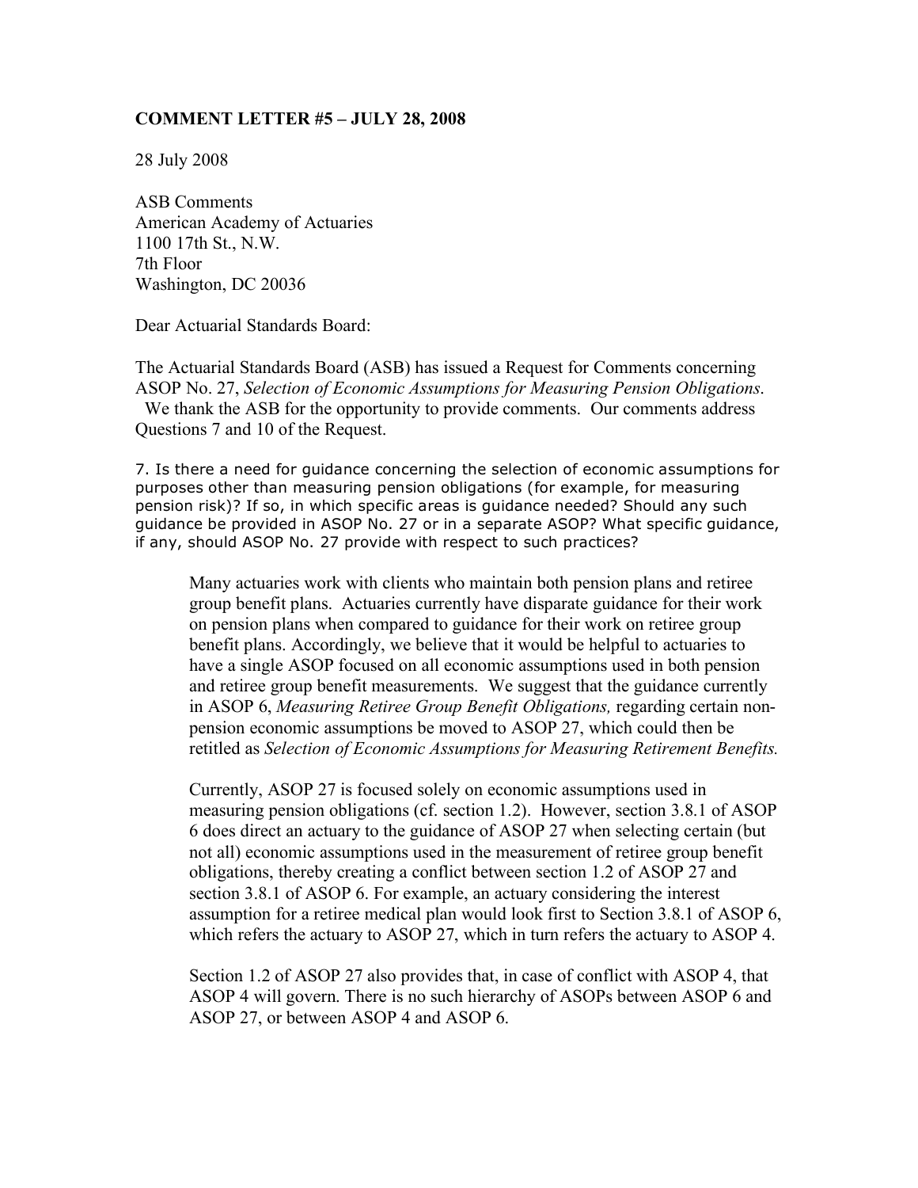**COMMENT LETTER #5 – JULY 28, 2008**

28 July 2008

ASB Comments
American Academy of Actuaries
1100 17th St., N.W.
7th Floor
Washington, DC 20036

Dear Actuarial Standards Board:

The Actuarial Standards Board (ASB) has issued a Request for Comments concerning ASOP No. 27, *Selection of Economic Assumptions for Measuring Pension Obligations*. We thank the ASB for the opportunity to provide comments. Our comments address Questions 7 and 10 of the Request.

7. Is there a need for guidance concerning the selection of economic assumptions for purposes other than measuring pension obligations (for example, for measuring pension risk)? If so, in which specific areas is guidance needed? Should any such guidance be provided in ASOP No. 27 or in a separate ASOP? What specific guidance, if any, should ASOP No. 27 provide with respect to such practices?

> Many actuaries work with clients who maintain both pension plans and retiree group benefit plans. Actuaries currently have disparate guidance for their work on pension plans when compared to guidance for their work on retiree group benefit plans. Accordingly, we believe that it would be helpful to actuaries to have a single ASOP focused on all economic assumptions used in both pension and retiree group benefit measurements. We suggest that the guidance currently in ASOP 6, *Measuring Retiree Group Benefit Obligations,* regarding certain non-pension economic assumptions be moved to ASOP 27, which could then be retitled as *Selection of Economic Assumptions for Measuring Retirement Benefits.*
>
> Currently, ASOP 27 is focused solely on economic assumptions used in measuring pension obligations (cf. section 1.2). However, section 3.8.1 of ASOP 6 does direct an actuary to the guidance of ASOP 27 when selecting certain (but not all) economic assumptions used in the measurement of retiree group benefit obligations, thereby creating a conflict between section 1.2 of ASOP 27 and section 3.8.1 of ASOP 6. For example, an actuary considering the interest assumption for a retiree medical plan would look first to Section 3.8.1 of ASOP 6, which refers the actuary to ASOP 27, which in turn refers the actuary to ASOP 4.
>
> Section 1.2 of ASOP 27 also provides that, in case of conflict with ASOP 4, that ASOP 4 will govern. There is no such hierarchy of ASOPs between ASOP 6 and ASOP 27, or between ASOP 4 and ASOP 6.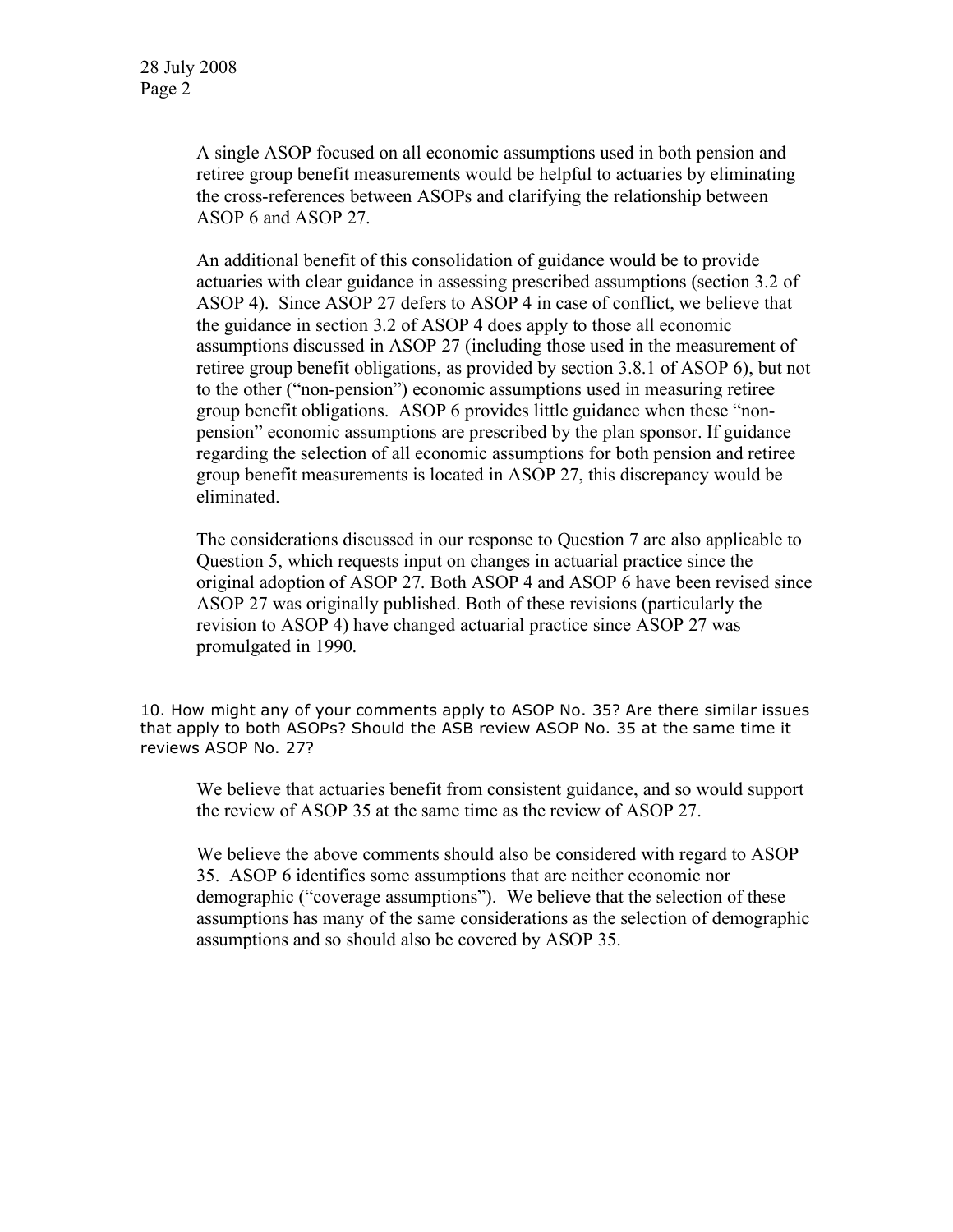A single ASOP focused on all economic assumptions used in both pension and retiree group benefit measurements would be helpful to actuaries by eliminating the cross-references between ASOPs and clarifying the relationship between ASOP 6 and ASOP 27.

An additional benefit of this consolidation of guidance would be to provide actuaries with clear guidance in assessing prescribed assumptions (section 3.2 of ASOP 4). Since ASOP 27 defers to ASOP 4 in case of conflict, we believe that the guidance in section 3.2 of ASOP 4 does apply to those all economic assumptions discussed in ASOP 27 (including those used in the measurement of retiree group benefit obligations, as provided by section 3.8.1 of ASOP 6), but not to the other ("non-pension") economic assumptions used in measuring retiree group benefit obligations. ASOP 6 provides little guidance when these "non-pension" economic assumptions are prescribed by the plan sponsor. If guidance regarding the selection of all economic assumptions for both pension and retiree group benefit measurements is located in ASOP 27, this discrepancy would be eliminated.

The considerations discussed in our response to Question 7 are also applicable to Question 5, which requests input on changes in actuarial practice since the original adoption of ASOP 27. Both ASOP 4 and ASOP 6 have been revised since ASOP 27 was originally published. Both of these revisions (particularly the revision to ASOP 4) have changed actuarial practice since ASOP 27 was promulgated in 1990.

10. How might any of your comments apply to ASOP No. 35? Are there similar issues that apply to both ASOPs? Should the ASB review ASOP No. 35 at the same time it reviews ASOP No. 27?

We believe that actuaries benefit from consistent guidance, and so would support the review of ASOP 35 at the same time as the review of ASOP 27.

We believe the above comments should also be considered with regard to ASOP 35. ASOP 6 identifies some assumptions that are neither economic nor demographic ("coverage assumptions"). We believe that the selection of these assumptions has many of the same considerations as the selection of demographic assumptions and so should also be covered by ASOP 35.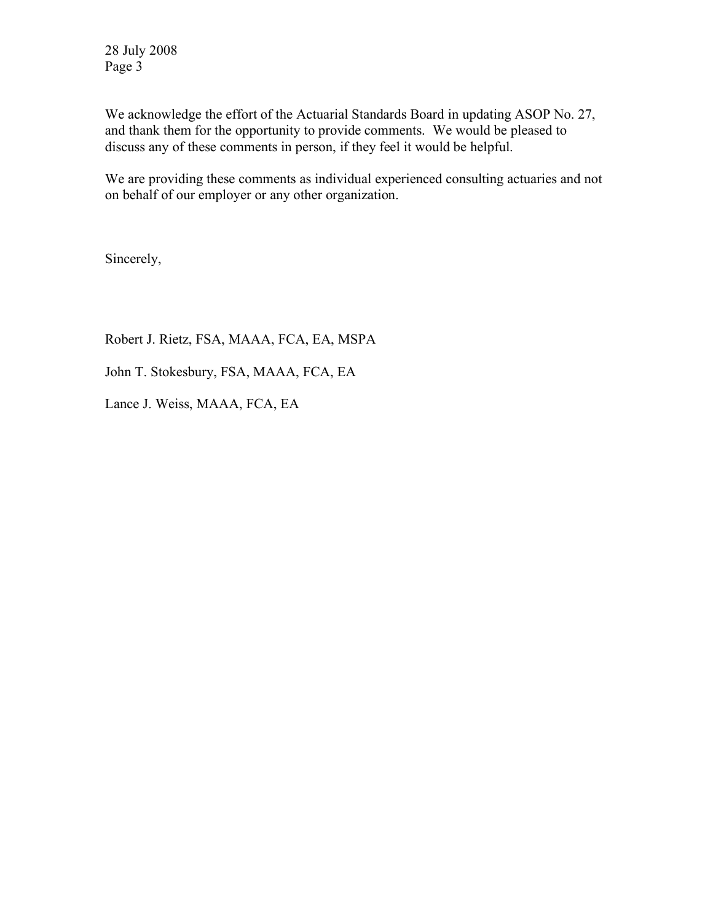We acknowledge the effort of the Actuarial Standards Board in updating ASOP No. 27, and thank them for the opportunity to provide comments. We would be pleased to discuss any of these comments in person, if they feel it would be helpful.

We are providing these comments as individual experienced consulting actuaries and not on behalf of our employer or any other organization.

Sincerely,

Robert J. Rietz, FSA, MAAA, FCA, EA, MSPA

John T. Stokesbury, FSA, MAAA, FCA, EA

Lance J. Weiss, MAAA, FCA, EA